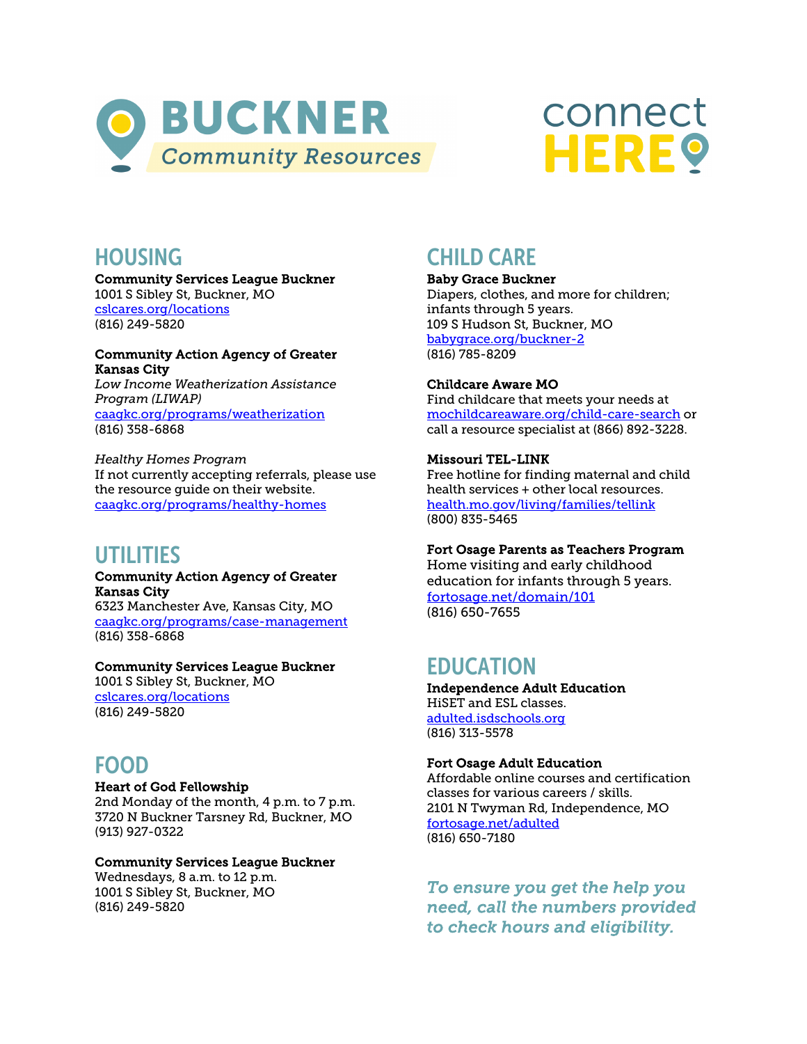# BUCKNER Community Resources

connect HERE

## HOUSING

**Community Services League Buckner**
1001 S Sibley St, Buckner, MO
cslcares.org/locations
(816) 249-5820

**Community Action Agency of Greater Kansas City**
*Low Income Weatherization Assistance Program (LIWAP)*
caagkc.org/programs/weatherization
(816) 358-6868

*Healthy Homes Program*
If not currently accepting referrals, please use the resource guide on their website.
caagkc.org/programs/healthy-homes

## UTILITIES

**Community Action Agency of Greater Kansas City**
6323 Manchester Ave, Kansas City, MO
caagkc.org/programs/case-management
(816) 358-6868

**Community Services League Buckner**
1001 S Sibley St, Buckner, MO
cslcares.org/locations
(816) 249-5820

## FOOD

**Heart of God Fellowship**
2nd Monday of the month, 4 p.m. to 7 p.m.
3720 N Buckner Tarsney Rd, Buckner, MO
(913) 927-0322

**Community Services League Buckner**
Wednesdays, 8 a.m. to 12 p.m.
1001 S Sibley St, Buckner, MO
(816) 249-5820

## CHILD CARE

**Baby Grace Buckner**
Diapers, clothes, and more for children; infants through 5 years.
109 S Hudson St, Buckner, MO
babygrace.org/buckner-2
(816) 785-8209

**Childcare Aware MO**
Find childcare that meets your needs at mochildcareaware.org/child-care-search or call a resource specialist at (866) 892-3228.

**Missouri TEL-LINK**
Free hotline for finding maternal and child health services + other local resources.
health.mo.gov/living/families/tellink
(800) 835-5465

**Fort Osage Parents as Teachers Program**
Home visiting and early childhood education for infants through 5 years.
fortosage.net/domain/101
(816) 650-7655

## EDUCATION

**Independence Adult Education**
HiSET and ESL classes.
adulted.isdschools.org
(816) 313-5578

**Fort Osage Adult Education**
Affordable online courses and certification classes for various careers / skills.
2101 N Twyman Rd, Independence, MO
fortosage.net/adulted
(816) 650-7180

*To ensure you get the help you need, call the numbers provided to check hours and eligibility.*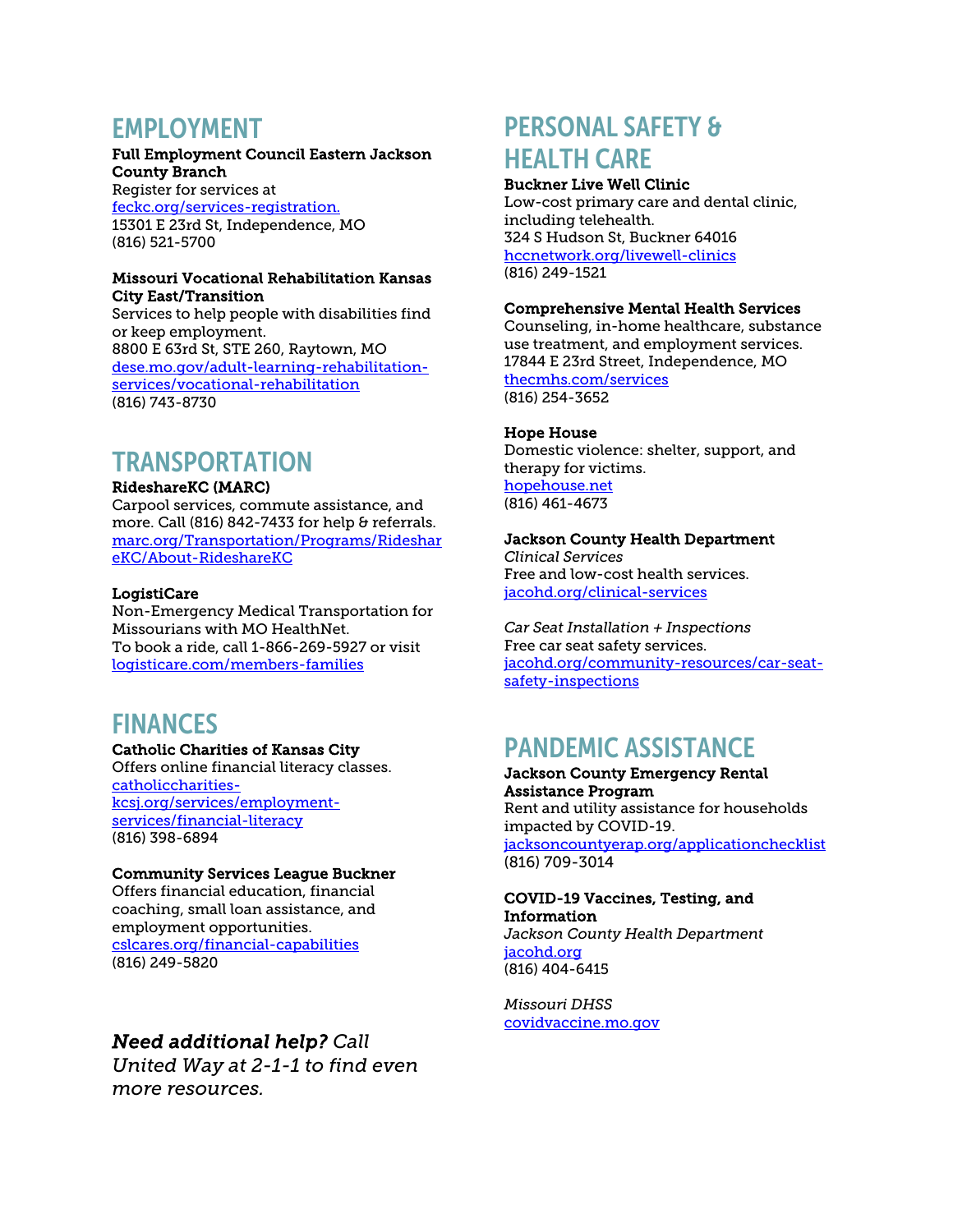## EMPLOYMENT

**Full Employment Council Eastern Jackson County Branch**
Register for services at
feckc.org/services-registration.
15301 E 23rd St, Independence, MO
(816) 521-5700

**Missouri Vocational Rehabilitation Kansas City East/Transition**
Services to help people with disabilities find or keep employment.
8800 E 63rd St, STE 260, Raytown, MO
dese.mo.gov/adult-learning-rehabilitation-services/vocational-rehabilitation
(816) 743-8730

## TRANSPORTATION

**RideshareKC (MARC)**
Carpool services, commute assistance, and more. Call (816) 842-7433 for help & referrals.
marc.org/Transportation/Programs/RideshareKC/About-RideshareKC

**LogistiCare**
Non-Emergency Medical Transportation for Missourians with MO HealthNet.
To book a ride, call 1-866-269-5927 or visit
logisticare.com/members-families

## FINANCES

**Catholic Charities of Kansas City**
Offers online financial literacy classes.
catholiccharities-kcsj.org/services/employment-services/financial-literacy
(816) 398-6894

**Community Services League Buckner**
Offers financial education, financial coaching, small loan assistance, and employment opportunities.
cslcares.org/financial-capabilities
(816) 249-5820

***Need additional help?*** *Call United Way at 2-1-1 to find even more resources.*

## PERSONAL SAFETY & HEALTH CARE

**Buckner Live Well Clinic**
Low-cost primary care and dental clinic, including telehealth.
324 S Hudson St, Buckner 64016
hccnetwork.org/livewell-clinics
(816) 249-1521

**Comprehensive Mental Health Services**
Counseling, in-home healthcare, substance use treatment, and employment services.
17844 E 23rd Street, Independence, MO
thecmhs.com/services
(816) 254-3652

**Hope House**
Domestic violence: shelter, support, and therapy for victims.
hopehouse.net
(816) 461-4673

**Jackson County Health Department**
*Clinical Services*
Free and low-cost health services.
jacohd.org/clinical-services

*Car Seat Installation + Inspections*
Free car seat safety services.
jacohd.org/community-resources/car-seat-safety-inspections

## PANDEMIC ASSISTANCE

**Jackson County Emergency Rental Assistance Program**
Rent and utility assistance for households impacted by COVID-19.
jacksoncountyerap.org/applicationchecklist
(816) 709-3014

**COVID-19 Vaccines, Testing, and Information**
*Jackson County Health Department*
jacohd.org
(816) 404-6415

*Missouri DHSS*
covidvaccine.mo.gov